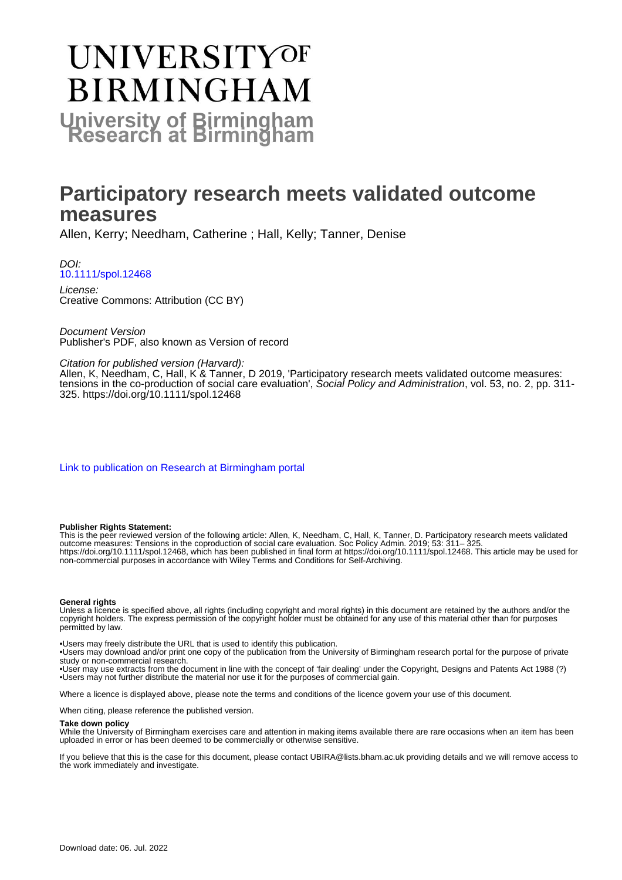# UNIVERSITY OF BIRMINGHAM

## University of Birmingham Research at Birmingham

# Participatory research meets validated outcome measures

Allen, Kerry; Needham, Catherine ; Hall, Kelly; Tanner, Denise

*DOI:*
10.1111/spol.12468

*License:*
Creative Commons: Attribution (CC BY)

*Document Version*
Publisher's PDF, also known as Version of record

*Citation for published version (Harvard):*
Allen, K, Needham, C, Hall, K & Tanner, D 2019, 'Participatory research meets validated outcome measures: tensions in the co-production of social care evaluation', *Social Policy and Administration*, vol. 53, no. 2, pp. 311-325. https://doi.org/10.1111/spol.12468

Link to publication on Research at Birmingham portal

**Publisher Rights Statement:**
This is the peer reviewed version of the following article: Allen, K, Needham, C, Hall, K, Tanner, D. Participatory research meets validated outcome measures: Tensions in the coproduction of social care evaluation. Soc Policy Admin. 2019; 53: 311– 325. https://doi.org/10.1111/spol.12468, which has been published in final form at https://doi.org/10.1111/spol.12468. This article may be used for non-commercial purposes in accordance with Wiley Terms and Conditions for Self-Archiving.

**General rights**
Unless a licence is specified above, all rights (including copyright and moral rights) in this document are retained by the authors and/or the copyright holders. The express permission of the copyright holder must be obtained for any use of this material other than for purposes permitted by law.

•Users may freely distribute the URL that is used to identify this publication.
•Users may download and/or print one copy of the publication from the University of Birmingham research portal for the purpose of private study or non-commercial research.
•User may use extracts from the document in line with the concept of 'fair dealing' under the Copyright, Designs and Patents Act 1988 (?)
•Users may not further distribute the material nor use it for the purposes of commercial gain.

Where a licence is displayed above, please note the terms and conditions of the licence govern your use of this document.

When citing, please reference the published version.

**Take down policy**
While the University of Birmingham exercises care and attention in making items available there are rare occasions when an item has been uploaded in error or has been deemed to be commercially or otherwise sensitive.

If you believe that this is the case for this document, please contact UBIRA@lists.bham.ac.uk providing details and we will remove access to the work immediately and investigate.

Download date: 06. Jul. 2022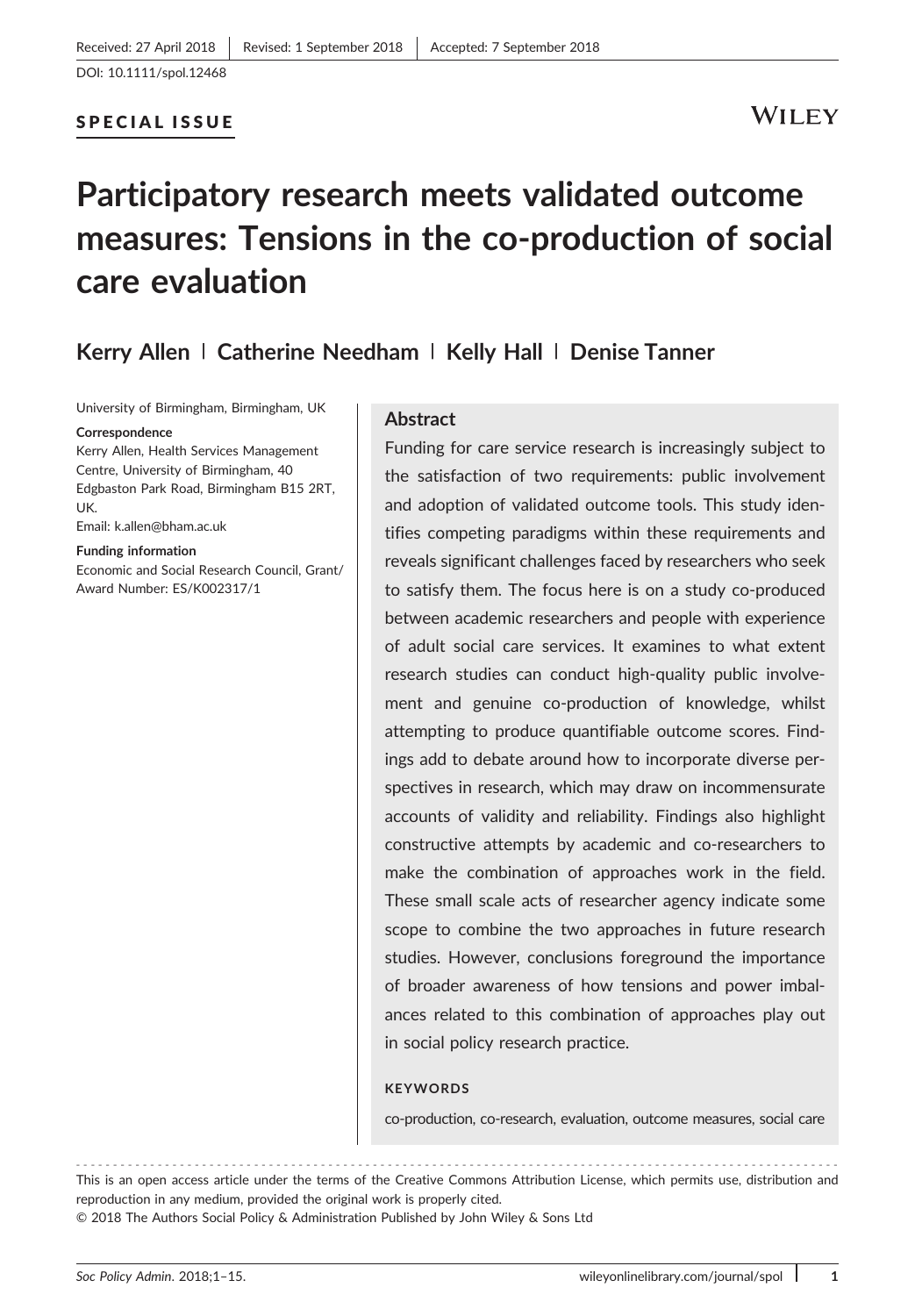Received: 27 April 2018 | Revised: 1 September 2018 | Accepted: 7 September 2018

DOI: 10.1111/spol.12468

SPECIAL ISSUE

# Participatory research meets validated outcome measures: Tensions in the co-production of social care evaluation

**Kerry Allen | Catherine Needham | Kelly Hall | Denise Tanner**

University of Birmingham, Birmingham, UK

**Correspondence**
Kerry Allen, Health Services Management Centre, University of Birmingham, 40 Edgbaston Park Road, Birmingham B15 2RT, UK.
Email: k.allen@bham.ac.uk

**Funding information**
Economic and Social Research Council, Grant/Award Number: ES/K002317/1

## Abstract

Funding for care service research is increasingly subject to the satisfaction of two requirements: public involvement and adoption of validated outcome tools. This study identifies competing paradigms within these requirements and reveals significant challenges faced by researchers who seek to satisfy them. The focus here is on a study co-produced between academic researchers and people with experience of adult social care services. It examines to what extent research studies can conduct high-quality public involvement and genuine co-production of knowledge, whilst attempting to produce quantifiable outcome scores. Findings add to debate around how to incorporate diverse perspectives in research, which may draw on incommensurate accounts of validity and reliability. Findings also highlight constructive attempts by academic and co-researchers to make the combination of approaches work in the field. These small scale acts of researcher agency indicate some scope to combine the two approaches in future research studies. However, conclusions foreground the importance of broader awareness of how tensions and power imbalances related to this combination of approaches play out in social policy research practice.

**KEYWORDS**

co-production, co-research, evaluation, outcome measures, social care

This is an open access article under the terms of the Creative Commons Attribution License, which permits use, distribution and reproduction in any medium, provided the original work is properly cited.
© 2018 The Authors Social Policy & Administration Published by John Wiley & Sons Ltd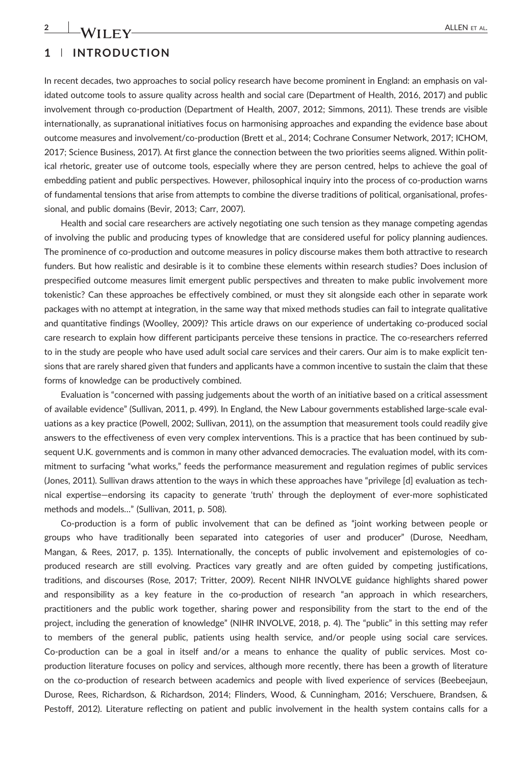## 1 | INTRODUCTION

In recent decades, two approaches to social policy research have become prominent in England: an emphasis on validated outcome tools to assure quality across health and social care (Department of Health, 2016, 2017) and public involvement through co-production (Department of Health, 2007, 2012; Simmons, 2011). These trends are visible internationally, as supranational initiatives focus on harmonising approaches and expanding the evidence base about outcome measures and involvement/co-production (Brett et al., 2014; Cochrane Consumer Network, 2017; ICHOM, 2017; Science Business, 2017). At first glance the connection between the two priorities seems aligned. Within political rhetoric, greater use of outcome tools, especially where they are person centred, helps to achieve the goal of embedding patient and public perspectives. However, philosophical inquiry into the process of co-production warns of fundamental tensions that arise from attempts to combine the diverse traditions of political, organisational, professional, and public domains (Bevir, 2013; Carr, 2007).

Health and social care researchers are actively negotiating one such tension as they manage competing agendas of involving the public and producing types of knowledge that are considered useful for policy planning audiences. The prominence of co-production and outcome measures in policy discourse makes them both attractive to research funders. But how realistic and desirable is it to combine these elements within research studies? Does inclusion of prespecified outcome measures limit emergent public perspectives and threaten to make public involvement more tokenistic? Can these approaches be effectively combined, or must they sit alongside each other in separate work packages with no attempt at integration, in the same way that mixed methods studies can fail to integrate qualitative and quantitative findings (Woolley, 2009)? This article draws on our experience of undertaking co-produced social care research to explain how different participants perceive these tensions in practice. The co-researchers referred to in the study are people who have used adult social care services and their carers. Our aim is to make explicit tensions that are rarely shared given that funders and applicants have a common incentive to sustain the claim that these forms of knowledge can be productively combined.

Evaluation is "concerned with passing judgements about the worth of an initiative based on a critical assessment of available evidence" (Sullivan, 2011, p. 499). In England, the New Labour governments established large-scale evaluations as a key practice (Powell, 2002; Sullivan, 2011), on the assumption that measurement tools could readily give answers to the effectiveness of even very complex interventions. This is a practice that has been continued by subsequent U.K. governments and is common in many other advanced democracies. The evaluation model, with its commitment to surfacing "what works," feeds the performance measurement and regulation regimes of public services (Jones, 2011). Sullivan draws attention to the ways in which these approaches have "privilege [d] evaluation as technical expertise—endorsing its capacity to generate 'truth' through the deployment of ever-more sophisticated methods and models…" (Sullivan, 2011, p. 508).

Co-production is a form of public involvement that can be defined as "joint working between people or groups who have traditionally been separated into categories of user and producer" (Durose, Needham, Mangan, & Rees, 2017, p. 135). Internationally, the concepts of public involvement and epistemologies of co-produced research are still evolving. Practices vary greatly and are often guided by competing justifications, traditions, and discourses (Rose, 2017; Tritter, 2009). Recent NIHR INVOLVE guidance highlights shared power and responsibility as a key feature in the co-production of research "an approach in which researchers, practitioners and the public work together, sharing power and responsibility from the start to the end of the project, including the generation of knowledge" (NIHR INVOLVE, 2018, p. 4). The "public" in this setting may refer to members of the general public, patients using health service, and/or people using social care services. Co-production can be a goal in itself and/or a means to enhance the quality of public services. Most co-production literature focuses on policy and services, although more recently, there has been a growth of literature on the co-production of research between academics and people with lived experience of services (Beebeejaun, Durose, Rees, Richardson, & Richardson, 2014; Flinders, Wood, & Cunningham, 2016; Verschuere, Brandsen, & Pestoff, 2012). Literature reflecting on patient and public involvement in the health system contains calls for a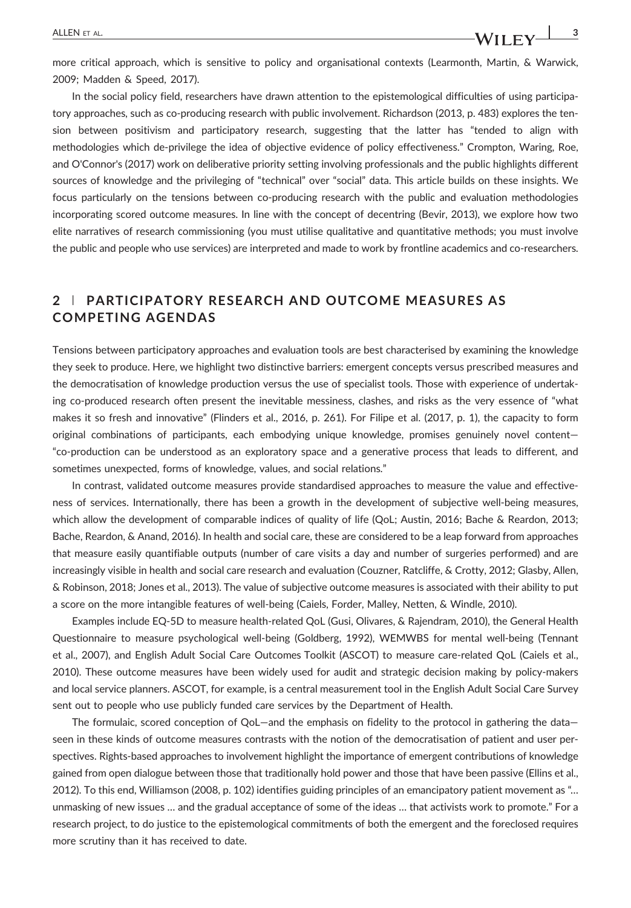more critical approach, which is sensitive to policy and organisational contexts (Learmonth, Martin, & Warwick, 2009; Madden & Speed, 2017).

In the social policy field, researchers have drawn attention to the epistemological difficulties of using participatory approaches, such as co-producing research with public involvement. Richardson (2013, p. 483) explores the tension between positivism and participatory research, suggesting that the latter has "tended to align with methodologies which de-privilege the idea of objective evidence of policy effectiveness." Crompton, Waring, Roe, and O'Connor's (2017) work on deliberative priority setting involving professionals and the public highlights different sources of knowledge and the privileging of "technical" over "social" data. This article builds on these insights. We focus particularly on the tensions between co-producing research with the public and evaluation methodologies incorporating scored outcome measures. In line with the concept of decentring (Bevir, 2013), we explore how two elite narratives of research commissioning (you must utilise qualitative and quantitative methods; you must involve the public and people who use services) are interpreted and made to work by frontline academics and co-researchers.

## 2 | PARTICIPATORY RESEARCH AND OUTCOME MEASURES AS COMPETING AGENDAS

Tensions between participatory approaches and evaluation tools are best characterised by examining the knowledge they seek to produce. Here, we highlight two distinctive barriers: emergent concepts versus prescribed measures and the democratisation of knowledge production versus the use of specialist tools. Those with experience of undertaking co-produced research often present the inevitable messiness, clashes, and risks as the very essence of "what makes it so fresh and innovative" (Flinders et al., 2016, p. 261). For Filipe et al. (2017, p. 1), the capacity to form original combinations of participants, each embodying unique knowledge, promises genuinely novel content—"co-production can be understood as an exploratory space and a generative process that leads to different, and sometimes unexpected, forms of knowledge, values, and social relations."

In contrast, validated outcome measures provide standardised approaches to measure the value and effectiveness of services. Internationally, there has been a growth in the development of subjective well-being measures, which allow the development of comparable indices of quality of life (QoL; Austin, 2016; Bache & Reardon, 2013; Bache, Reardon, & Anand, 2016). In health and social care, these are considered to be a leap forward from approaches that measure easily quantifiable outputs (number of care visits a day and number of surgeries performed) and are increasingly visible in health and social care research and evaluation (Couzner, Ratcliffe, & Crotty, 2012; Glasby, Allen, & Robinson, 2018; Jones et al., 2013). The value of subjective outcome measures is associated with their ability to put a score on the more intangible features of well-being (Caiels, Forder, Malley, Netten, & Windle, 2010).

Examples include EQ-5D to measure health-related QoL (Gusi, Olivares, & Rajendram, 2010), the General Health Questionnaire to measure psychological well-being (Goldberg, 1992), WEMWBS for mental well-being (Tennant et al., 2007), and English Adult Social Care Outcomes Toolkit (ASCOT) to measure care-related QoL (Caiels et al., 2010). These outcome measures have been widely used for audit and strategic decision making by policy-makers and local service planners. ASCOT, for example, is a central measurement tool in the English Adult Social Care Survey sent out to people who use publicly funded care services by the Department of Health.

The formulaic, scored conception of QoL—and the emphasis on fidelity to the protocol in gathering the data—seen in these kinds of outcome measures contrasts with the notion of the democratisation of patient and user perspectives. Rights-based approaches to involvement highlight the importance of emergent contributions of knowledge gained from open dialogue between those that traditionally hold power and those that have been passive (Ellins et al., 2012). To this end, Williamson (2008, p. 102) identifies guiding principles of an emancipatory patient movement as "… unmasking of new issues … and the gradual acceptance of some of the ideas … that activists work to promote." For a research project, to do justice to the epistemological commitments of both the emergent and the foreclosed requires more scrutiny than it has received to date.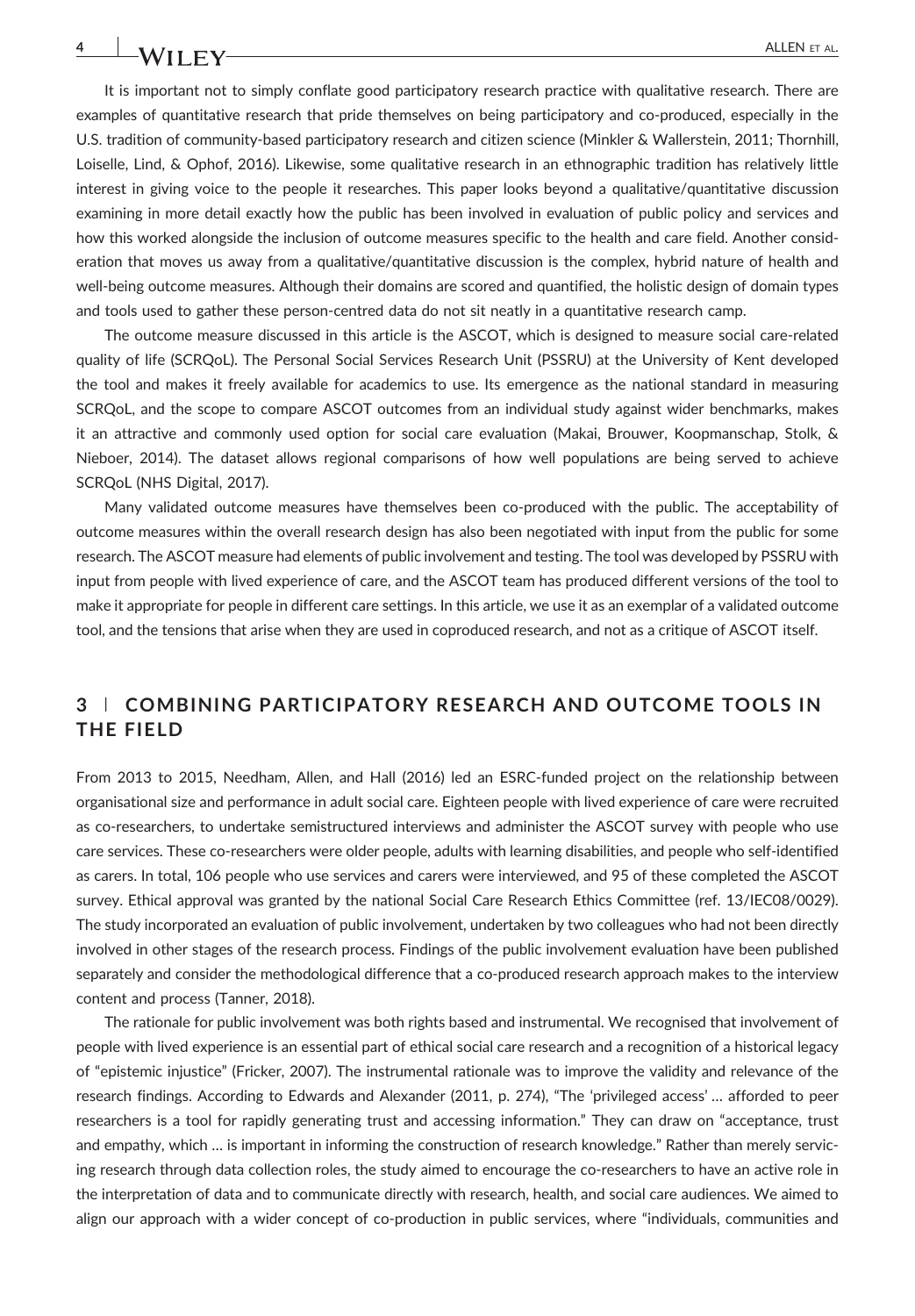It is important not to simply conflate good participatory research practice with qualitative research. There are examples of quantitative research that pride themselves on being participatory and co-produced, especially in the U.S. tradition of community-based participatory research and citizen science (Minkler & Wallerstein, 2011; Thornhill, Loiselle, Lind, & Ophof, 2016). Likewise, some qualitative research in an ethnographic tradition has relatively little interest in giving voice to the people it researches. This paper looks beyond a qualitative/quantitative discussion examining in more detail exactly how the public has been involved in evaluation of public policy and services and how this worked alongside the inclusion of outcome measures specific to the health and care field. Another consideration that moves us away from a qualitative/quantitative discussion is the complex, hybrid nature of health and well-being outcome measures. Although their domains are scored and quantified, the holistic design of domain types and tools used to gather these person-centred data do not sit neatly in a quantitative research camp.

The outcome measure discussed in this article is the ASCOT, which is designed to measure social care-related quality of life (SCRQoL). The Personal Social Services Research Unit (PSSRU) at the University of Kent developed the tool and makes it freely available for academics to use. Its emergence as the national standard in measuring SCRQoL, and the scope to compare ASCOT outcomes from an individual study against wider benchmarks, makes it an attractive and commonly used option for social care evaluation (Makai, Brouwer, Koopmanschap, Stolk, & Nieboer, 2014). The dataset allows regional comparisons of how well populations are being served to achieve SCRQoL (NHS Digital, 2017).

Many validated outcome measures have themselves been co-produced with the public. The acceptability of outcome measures within the overall research design has also been negotiated with input from the public for some research. The ASCOT measure had elements of public involvement and testing. The tool was developed by PSSRU with input from people with lived experience of care, and the ASCOT team has produced different versions of the tool to make it appropriate for people in different care settings. In this article, we use it as an exemplar of a validated outcome tool, and the tensions that arise when they are used in coproduced research, and not as a critique of ASCOT itself.

## 3 | COMBINING PARTICIPATORY RESEARCH AND OUTCOME TOOLS IN THE FIELD

From 2013 to 2015, Needham, Allen, and Hall (2016) led an ESRC-funded project on the relationship between organisational size and performance in adult social care. Eighteen people with lived experience of care were recruited as co-researchers, to undertake semistructured interviews and administer the ASCOT survey with people who use care services. These co-researchers were older people, adults with learning disabilities, and people who self-identified as carers. In total, 106 people who use services and carers were interviewed, and 95 of these completed the ASCOT survey. Ethical approval was granted by the national Social Care Research Ethics Committee (ref. 13/IEC08/0029). The study incorporated an evaluation of public involvement, undertaken by two colleagues who had not been directly involved in other stages of the research process. Findings of the public involvement evaluation have been published separately and consider the methodological difference that a co-produced research approach makes to the interview content and process (Tanner, 2018).

The rationale for public involvement was both rights based and instrumental. We recognised that involvement of people with lived experience is an essential part of ethical social care research and a recognition of a historical legacy of "epistemic injustice" (Fricker, 2007). The instrumental rationale was to improve the validity and relevance of the research findings. According to Edwards and Alexander (2011, p. 274), "The 'privileged access' … afforded to peer researchers is a tool for rapidly generating trust and accessing information." They can draw on "acceptance, trust and empathy, which … is important in informing the construction of research knowledge." Rather than merely servicing research through data collection roles, the study aimed to encourage the co-researchers to have an active role in the interpretation of data and to communicate directly with research, health, and social care audiences. We aimed to align our approach with a wider concept of co-production in public services, where "individuals, communities and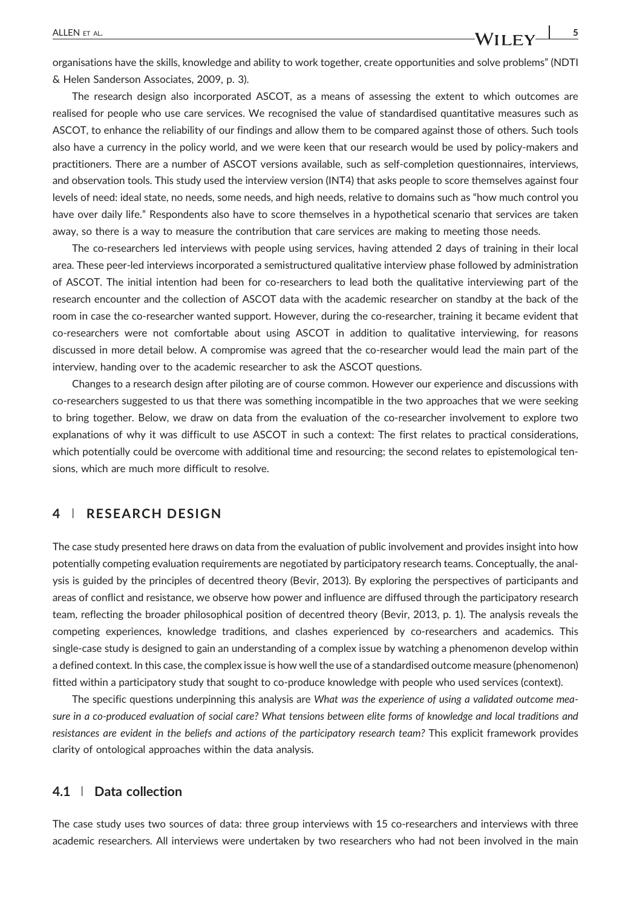organisations have the skills, knowledge and ability to work together, create opportunities and solve problems" (NDTI & Helen Sanderson Associates, 2009, p. 3).

The research design also incorporated ASCOT, as a means of assessing the extent to which outcomes are realised for people who use care services. We recognised the value of standardised quantitative measures such as ASCOT, to enhance the reliability of our findings and allow them to be compared against those of others. Such tools also have a currency in the policy world, and we were keen that our research would be used by policy-makers and practitioners. There are a number of ASCOT versions available, such as self-completion questionnaires, interviews, and observation tools. This study used the interview version (INT4) that asks people to score themselves against four levels of need: ideal state, no needs, some needs, and high needs, relative to domains such as "how much control you have over daily life." Respondents also have to score themselves in a hypothetical scenario that services are taken away, so there is a way to measure the contribution that care services are making to meeting those needs.

The co-researchers led interviews with people using services, having attended 2 days of training in their local area. These peer-led interviews incorporated a semistructured qualitative interview phase followed by administration of ASCOT. The initial intention had been for co-researchers to lead both the qualitative interviewing part of the research encounter and the collection of ASCOT data with the academic researcher on standby at the back of the room in case the co-researcher wanted support. However, during the co-researcher, training it became evident that co-researchers were not comfortable about using ASCOT in addition to qualitative interviewing, for reasons discussed in more detail below. A compromise was agreed that the co-researcher would lead the main part of the interview, handing over to the academic researcher to ask the ASCOT questions.

Changes to a research design after piloting are of course common. However our experience and discussions with co-researchers suggested to us that there was something incompatible in the two approaches that we were seeking to bring together. Below, we draw on data from the evaluation of the co-researcher involvement to explore two explanations of why it was difficult to use ASCOT in such a context: The first relates to practical considerations, which potentially could be overcome with additional time and resourcing; the second relates to epistemological tensions, which are much more difficult to resolve.

## 4 | RESEARCH DESIGN

The case study presented here draws on data from the evaluation of public involvement and provides insight into how potentially competing evaluation requirements are negotiated by participatory research teams. Conceptually, the analysis is guided by the principles of decentred theory (Bevir, 2013). By exploring the perspectives of participants and areas of conflict and resistance, we observe how power and influence are diffused through the participatory research team, reflecting the broader philosophical position of decentred theory (Bevir, 2013, p. 1). The analysis reveals the competing experiences, knowledge traditions, and clashes experienced by co-researchers and academics. This single-case study is designed to gain an understanding of a complex issue by watching a phenomenon develop within a defined context. In this case, the complex issue is how well the use of a standardised outcome measure (phenomenon) fitted within a participatory study that sought to co-produce knowledge with people who used services (context).

The specific questions underpinning this analysis are *What was the experience of using a validated outcome measure in a co-produced evaluation of social care? What tensions between elite forms of knowledge and local traditions and resistances are evident in the beliefs and actions of the participatory research team?* This explicit framework provides clarity of ontological approaches within the data analysis.

### 4.1 | Data collection

The case study uses two sources of data: three group interviews with 15 co-researchers and interviews with three academic researchers. All interviews were undertaken by two researchers who had not been involved in the main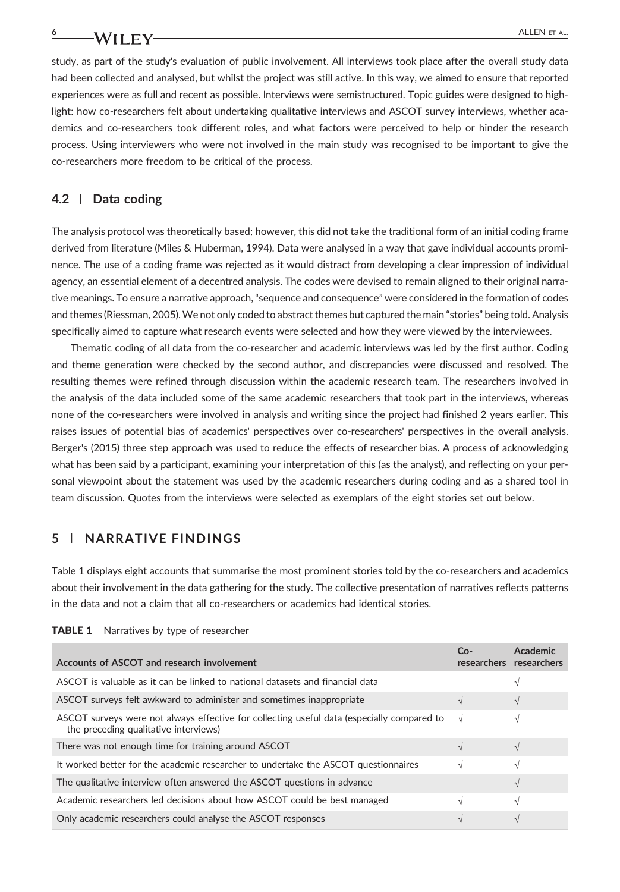study, as part of the study's evaluation of public involvement. All interviews took place after the overall study data had been collected and analysed, but whilst the project was still active. In this way, we aimed to ensure that reported experiences were as full and recent as possible. Interviews were semistructured. Topic guides were designed to highlight: how co-researchers felt about undertaking qualitative interviews and ASCOT survey interviews, whether academics and co-researchers took different roles, and what factors were perceived to help or hinder the research process. Using interviewers who were not involved in the main study was recognised to be important to give the co-researchers more freedom to be critical of the process.

### 4.2 | Data coding

The analysis protocol was theoretically based; however, this did not take the traditional form of an initial coding frame derived from literature (Miles & Huberman, 1994). Data were analysed in a way that gave individual accounts prominence. The use of a coding frame was rejected as it would distract from developing a clear impression of individual agency, an essential element of a decentred analysis. The codes were devised to remain aligned to their original narrative meanings. To ensure a narrative approach, "sequence and consequence" were considered in the formation of codes and themes (Riessman, 2005). We not only coded to abstract themes but captured the main "stories" being told. Analysis specifically aimed to capture what research events were selected and how they were viewed by the interviewees.

Thematic coding of all data from the co-researcher and academic interviews was led by the first author. Coding and theme generation were checked by the second author, and discrepancies were discussed and resolved. The resulting themes were refined through discussion within the academic research team. The researchers involved in the analysis of the data included some of the same academic researchers that took part in the interviews, whereas none of the co-researchers were involved in analysis and writing since the project had finished 2 years earlier. This raises issues of potential bias of academics' perspectives over co-researchers' perspectives in the overall analysis. Berger's (2015) three step approach was used to reduce the effects of researcher bias. A process of acknowledging what has been said by a participant, examining your interpretation of this (as the analyst), and reflecting on your personal viewpoint about the statement was used by the academic researchers during coding and as a shared tool in team discussion. Quotes from the interviews were selected as exemplars of the eight stories set out below.

## 5 | NARRATIVE FINDINGS

Table 1 displays eight accounts that summarise the most prominent stories told by the co-researchers and academics about their involvement in the data gathering for the study. The collective presentation of narratives reflects patterns in the data and not a claim that all co-researchers or academics had identical stories.

**TABLE 1** Narratives by type of researcher

| Accounts of ASCOT and research involvement | Co-researchers | Academic researchers |
|---|---|---|
| ASCOT is valuable as it can be linked to national datasets and financial data | | √ |
| ASCOT surveys felt awkward to administer and sometimes inappropriate | √ | √ |
| ASCOT surveys were not always effective for collecting useful data (especially compared to the preceding qualitative interviews) | √ | √ |
| There was not enough time for training around ASCOT | √ | √ |
| It worked better for the academic researcher to undertake the ASCOT questionnaires | √ | √ |
| The qualitative interview often answered the ASCOT questions in advance | | √ |
| Academic researchers led decisions about how ASCOT could be best managed | √ | √ |
| Only academic researchers could analyse the ASCOT responses | √ | √ |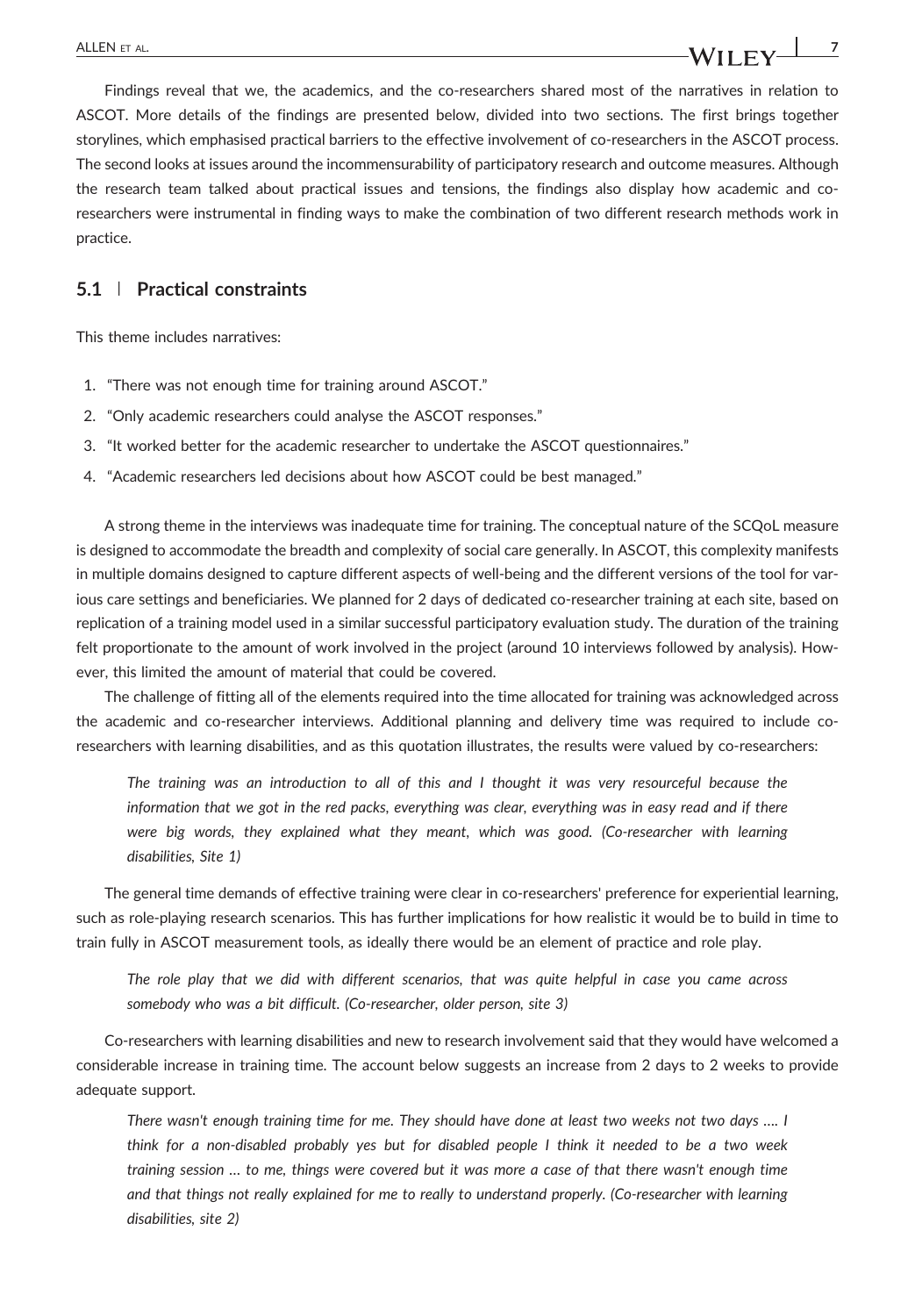Findings reveal that we, the academics, and the co-researchers shared most of the narratives in relation to ASCOT. More details of the findings are presented below, divided into two sections. The first brings together storylines, which emphasised practical barriers to the effective involvement of co-researchers in the ASCOT process. The second looks at issues around the incommensurability of participatory research and outcome measures. Although the research team talked about practical issues and tensions, the findings also display how academic and co-researchers were instrumental in finding ways to make the combination of two different research methods work in practice.

### 5.1 | Practical constraints

This theme includes narratives:

1. "There was not enough time for training around ASCOT."
2. "Only academic researchers could analyse the ASCOT responses."
3. "It worked better for the academic researcher to undertake the ASCOT questionnaires."
4. "Academic researchers led decisions about how ASCOT could be best managed."

A strong theme in the interviews was inadequate time for training. The conceptual nature of the SCQoL measure is designed to accommodate the breadth and complexity of social care generally. In ASCOT, this complexity manifests in multiple domains designed to capture different aspects of well-being and the different versions of the tool for various care settings and beneficiaries. We planned for 2 days of dedicated co-researcher training at each site, based on replication of a training model used in a similar successful participatory evaluation study. The duration of the training felt proportionate to the amount of work involved in the project (around 10 interviews followed by analysis). However, this limited the amount of material that could be covered.

The challenge of fitting all of the elements required into the time allocated for training was acknowledged across the academic and co-researcher interviews. Additional planning and delivery time was required to include co-researchers with learning disabilities, and as this quotation illustrates, the results were valued by co-researchers:

> *The training was an introduction to all of this and I thought it was very resourceful because the information that we got in the red packs, everything was clear, everything was in easy read and if there were big words, they explained what they meant, which was good. (Co-researcher with learning disabilities, Site 1)*

The general time demands of effective training were clear in co-researchers' preference for experiential learning, such as role-playing research scenarios. This has further implications for how realistic it would be to build in time to train fully in ASCOT measurement tools, as ideally there would be an element of practice and role play.

> *The role play that we did with different scenarios, that was quite helpful in case you came across somebody who was a bit difficult. (Co-researcher, older person, site 3)*

Co-researchers with learning disabilities and new to research involvement said that they would have welcomed a considerable increase in training time. The account below suggests an increase from 2 days to 2 weeks to provide adequate support.

> *There wasn't enough training time for me. They should have done at least two weeks not two days …. I think for a non-disabled probably yes but for disabled people I think it needed to be a two week training session … to me, things were covered but it was more a case of that there wasn't enough time and that things not really explained for me to really to understand properly. (Co-researcher with learning disabilities, site 2)*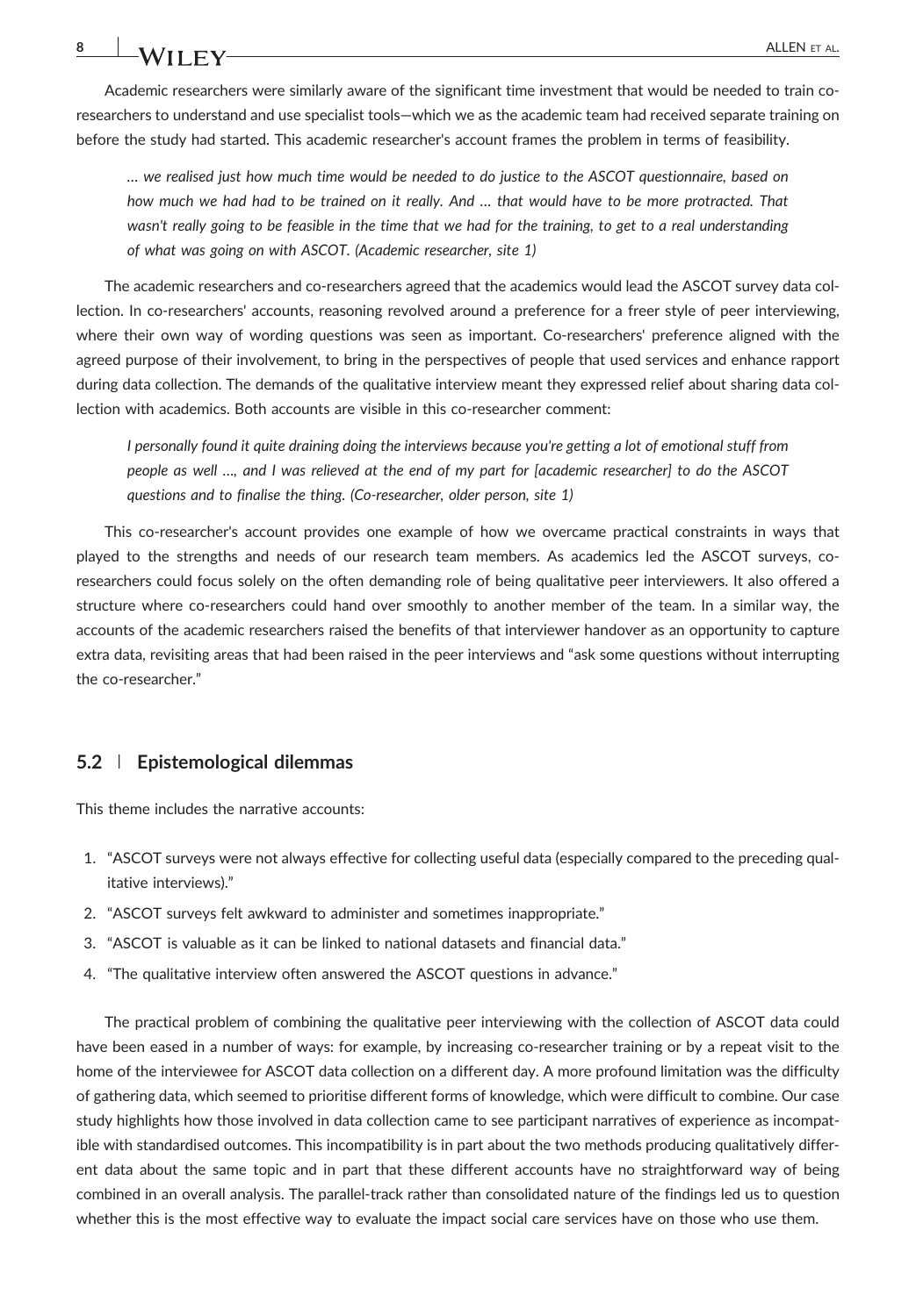Academic researchers were similarly aware of the significant time investment that would be needed to train co-researchers to understand and use specialist tools—which we as the academic team had received separate training on before the study had started. This academic researcher's account frames the problem in terms of feasibility.

> *… we realised just how much time would be needed to do justice to the ASCOT questionnaire, based on how much we had had to be trained on it really. And … that would have to be more protracted. That wasn't really going to be feasible in the time that we had for the training, to get to a real understanding of what was going on with ASCOT. (Academic researcher, site 1)*

The academic researchers and co-researchers agreed that the academics would lead the ASCOT survey data collection. In co-researchers' accounts, reasoning revolved around a preference for a freer style of peer interviewing, where their own way of wording questions was seen as important. Co-researchers' preference aligned with the agreed purpose of their involvement, to bring in the perspectives of people that used services and enhance rapport during data collection. The demands of the qualitative interview meant they expressed relief about sharing data collection with academics. Both accounts are visible in this co-researcher comment:

> *I personally found it quite draining doing the interviews because you're getting a lot of emotional stuff from people as well …, and I was relieved at the end of my part for [academic researcher] to do the ASCOT questions and to finalise the thing. (Co-researcher, older person, site 1)*

This co-researcher's account provides one example of how we overcame practical constraints in ways that played to the strengths and needs of our research team members. As academics led the ASCOT surveys, co-researchers could focus solely on the often demanding role of being qualitative peer interviewers. It also offered a structure where co-researchers could hand over smoothly to another member of the team. In a similar way, the accounts of the academic researchers raised the benefits of that interviewer handover as an opportunity to capture extra data, revisiting areas that had been raised in the peer interviews and "ask some questions without interrupting the co-researcher."

### 5.2 | Epistemological dilemmas

This theme includes the narrative accounts:

1. "ASCOT surveys were not always effective for collecting useful data (especially compared to the preceding qualitative interviews)."
2. "ASCOT surveys felt awkward to administer and sometimes inappropriate."
3. "ASCOT is valuable as it can be linked to national datasets and financial data."
4. "The qualitative interview often answered the ASCOT questions in advance."

The practical problem of combining the qualitative peer interviewing with the collection of ASCOT data could have been eased in a number of ways: for example, by increasing co-researcher training or by a repeat visit to the home of the interviewee for ASCOT data collection on a different day. A more profound limitation was the difficulty of gathering data, which seemed to prioritise different forms of knowledge, which were difficult to combine. Our case study highlights how those involved in data collection came to see participant narratives of experience as incompatible with standardised outcomes. This incompatibility is in part about the two methods producing qualitatively different data about the same topic and in part that these different accounts have no straightforward way of being combined in an overall analysis. The parallel-track rather than consolidated nature of the findings led us to question whether this is the most effective way to evaluate the impact social care services have on those who use them.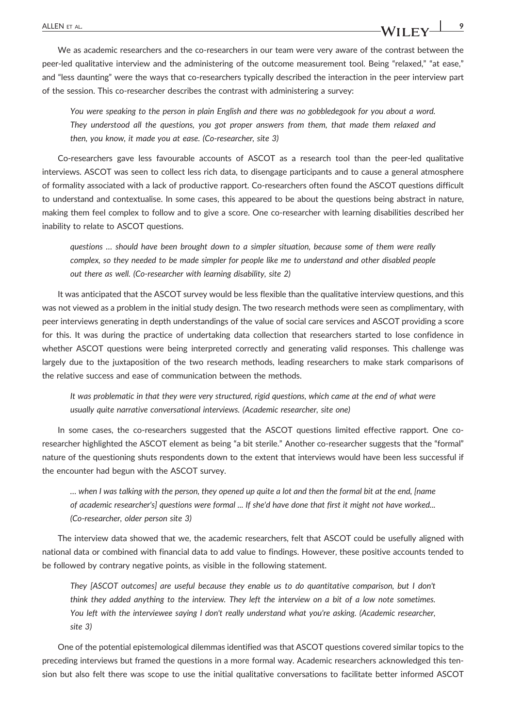We as academic researchers and the co-researchers in our team were very aware of the contrast between the peer-led qualitative interview and the administering of the outcome measurement tool. Being "relaxed," "at ease," and "less daunting" were the ways that co-researchers typically described the interaction in the peer interview part of the session. This co-researcher describes the contrast with administering a survey:

> *You were speaking to the person in plain English and there was no gobbledegook for you about a word. They understood all the questions, you got proper answers from them, that made them relaxed and then, you know, it made you at ease. (Co-researcher, site 3)*

Co-researchers gave less favourable accounts of ASCOT as a research tool than the peer-led qualitative interviews. ASCOT was seen to collect less rich data, to disengage participants and to cause a general atmosphere of formality associated with a lack of productive rapport. Co-researchers often found the ASCOT questions difficult to understand and contextualise. In some cases, this appeared to be about the questions being abstract in nature, making them feel complex to follow and to give a score. One co-researcher with learning disabilities described her inability to relate to ASCOT questions.

> *questions … should have been brought down to a simpler situation, because some of them were really complex, so they needed to be made simpler for people like me to understand and other disabled people out there as well. (Co-researcher with learning disability, site 2)*

It was anticipated that the ASCOT survey would be less flexible than the qualitative interview questions, and this was not viewed as a problem in the initial study design. The two research methods were seen as complimentary, with peer interviews generating in depth understandings of the value of social care services and ASCOT providing a score for this. It was during the practice of undertaking data collection that researchers started to lose confidence in whether ASCOT questions were being interpreted correctly and generating valid responses. This challenge was largely due to the juxtaposition of the two research methods, leading researchers to make stark comparisons of the relative success and ease of communication between the methods.

> *It was problematic in that they were very structured, rigid questions, which came at the end of what were usually quite narrative conversational interviews. (Academic researcher, site one)*

In some cases, the co-researchers suggested that the ASCOT questions limited effective rapport. One co-researcher highlighted the ASCOT element as being "a bit sterile." Another co-researcher suggests that the "formal" nature of the questioning shuts respondents down to the extent that interviews would have been less successful if the encounter had begun with the ASCOT survey.

> *… when I was talking with the person, they opened up quite a lot and then the formal bit at the end, [name of academic researcher's] questions were formal … If she'd have done that first it might not have worked... (Co-researcher, older person site 3)*

The interview data showed that we, the academic researchers, felt that ASCOT could be usefully aligned with national data or combined with financial data to add value to findings. However, these positive accounts tended to be followed by contrary negative points, as visible in the following statement.

> *They [ASCOT outcomes] are useful because they enable us to do quantitative comparison, but I don't think they added anything to the interview. They left the interview on a bit of a low note sometimes. You left with the interviewee saying I don't really understand what you're asking. (Academic researcher, site 3)*

One of the potential epistemological dilemmas identified was that ASCOT questions covered similar topics to the preceding interviews but framed the questions in a more formal way. Academic researchers acknowledged this tension but also felt there was scope to use the initial qualitative conversations to facilitate better informed ASCOT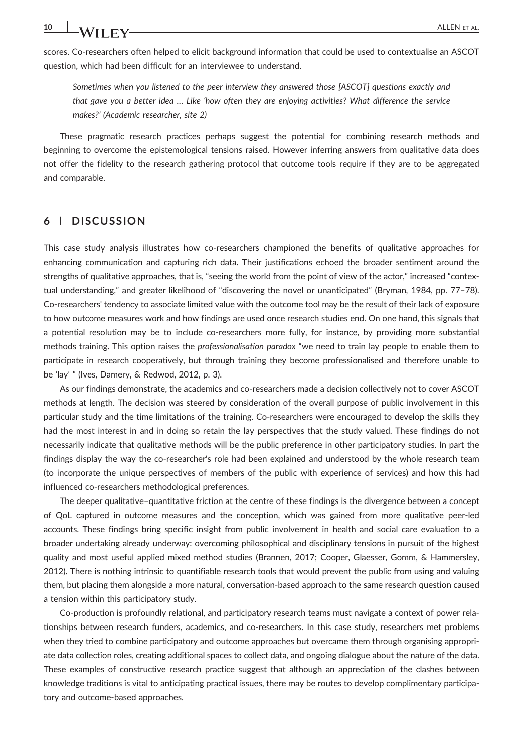scores. Co-researchers often helped to elicit background information that could be used to contextualise an ASCOT question, which had been difficult for an interviewee to understand.

> *Sometimes when you listened to the peer interview they answered those [ASCOT] questions exactly and that gave you a better idea … Like 'how often they are enjoying activities? What difference the service makes?' (Academic researcher, site 2)*

These pragmatic research practices perhaps suggest the potential for combining research methods and beginning to overcome the epistemological tensions raised. However inferring answers from qualitative data does not offer the fidelity to the research gathering protocol that outcome tools require if they are to be aggregated and comparable.

## 6 | DISCUSSION

This case study analysis illustrates how co-researchers championed the benefits of qualitative approaches for enhancing communication and capturing rich data. Their justifications echoed the broader sentiment around the strengths of qualitative approaches, that is, "seeing the world from the point of view of the actor," increased "contextual understanding," and greater likelihood of "discovering the novel or unanticipated" (Bryman, 1984, pp. 77–78). Co-researchers' tendency to associate limited value with the outcome tool may be the result of their lack of exposure to how outcome measures work and how findings are used once research studies end. On one hand, this signals that a potential resolution may be to include co-researchers more fully, for instance, by providing more substantial methods training. This option raises the *professionalisation paradox* "we need to train lay people to enable them to participate in research cooperatively, but through training they become professionalised and therefore unable to be 'lay' " (Ives, Damery, & Redwod, 2012, p. 3).

As our findings demonstrate, the academics and co-researchers made a decision collectively not to cover ASCOT methods at length. The decision was steered by consideration of the overall purpose of public involvement in this particular study and the time limitations of the training. Co-researchers were encouraged to develop the skills they had the most interest in and in doing so retain the lay perspectives that the study valued. These findings do not necessarily indicate that qualitative methods will be the public preference in other participatory studies. In part the findings display the way the co-researcher's role had been explained and understood by the whole research team (to incorporate the unique perspectives of members of the public with experience of services) and how this had influenced co-researchers methodological preferences.

The deeper qualitative–quantitative friction at the centre of these findings is the divergence between a concept of QoL captured in outcome measures and the conception, which was gained from more qualitative peer-led accounts. These findings bring specific insight from public involvement in health and social care evaluation to a broader undertaking already underway: overcoming philosophical and disciplinary tensions in pursuit of the highest quality and most useful applied mixed method studies (Brannen, 2017; Cooper, Glaesser, Gomm, & Hammersley, 2012). There is nothing intrinsic to quantifiable research tools that would prevent the public from using and valuing them, but placing them alongside a more natural, conversation-based approach to the same research question caused a tension within this participatory study.

Co-production is profoundly relational, and participatory research teams must navigate a context of power relationships between research funders, academics, and co-researchers. In this case study, researchers met problems when they tried to combine participatory and outcome approaches but overcame them through organising appropriate data collection roles, creating additional spaces to collect data, and ongoing dialogue about the nature of the data. These examples of constructive research practice suggest that although an appreciation of the clashes between knowledge traditions is vital to anticipating practical issues, there may be routes to develop complimentary participatory and outcome-based approaches.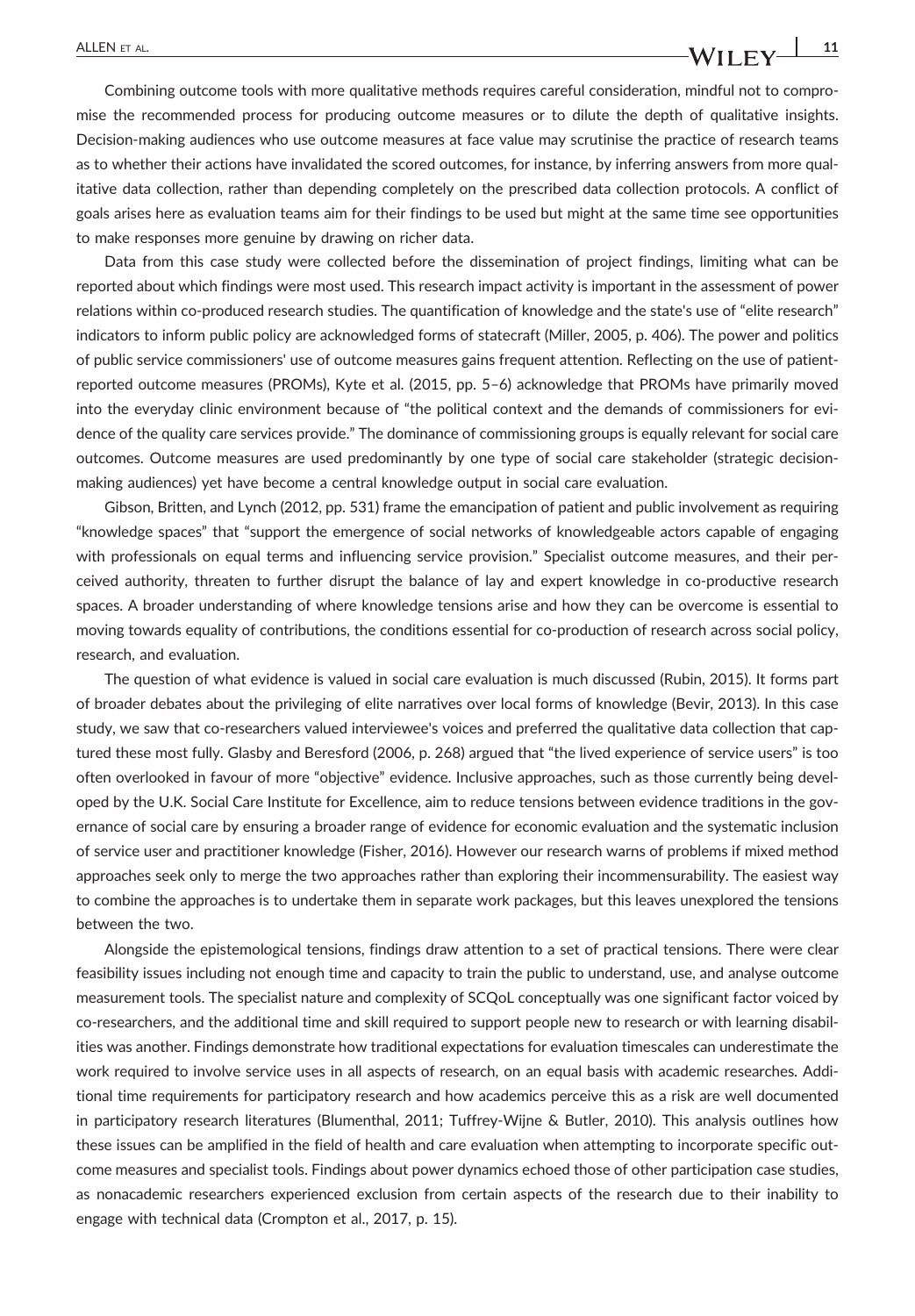Combining outcome tools with more qualitative methods requires careful consideration, mindful not to compromise the recommended process for producing outcome measures or to dilute the depth of qualitative insights. Decision-making audiences who use outcome measures at face value may scrutinise the practice of research teams as to whether their actions have invalidated the scored outcomes, for instance, by inferring answers from more qualitative data collection, rather than depending completely on the prescribed data collection protocols. A conflict of goals arises here as evaluation teams aim for their findings to be used but might at the same time see opportunities to make responses more genuine by drawing on richer data.

Data from this case study were collected before the dissemination of project findings, limiting what can be reported about which findings were most used. This research impact activity is important in the assessment of power relations within co-produced research studies. The quantification of knowledge and the state's use of "elite research" indicators to inform public policy are acknowledged forms of statecraft (Miller, 2005, p. 406). The power and politics of public service commissioners' use of outcome measures gains frequent attention. Reflecting on the use of patient-reported outcome measures (PROMs), Kyte et al. (2015, pp. 5–6) acknowledge that PROMs have primarily moved into the everyday clinic environment because of "the political context and the demands of commissioners for evidence of the quality care services provide." The dominance of commissioning groups is equally relevant for social care outcomes. Outcome measures are used predominantly by one type of social care stakeholder (strategic decision-making audiences) yet have become a central knowledge output in social care evaluation.

Gibson, Britten, and Lynch (2012, pp. 531) frame the emancipation of patient and public involvement as requiring "knowledge spaces" that "support the emergence of social networks of knowledgeable actors capable of engaging with professionals on equal terms and influencing service provision." Specialist outcome measures, and their perceived authority, threaten to further disrupt the balance of lay and expert knowledge in co-productive research spaces. A broader understanding of where knowledge tensions arise and how they can be overcome is essential to moving towards equality of contributions, the conditions essential for co-production of research across social policy, research, and evaluation.

The question of what evidence is valued in social care evaluation is much discussed (Rubin, 2015). It forms part of broader debates about the privileging of elite narratives over local forms of knowledge (Bevir, 2013). In this case study, we saw that co-researchers valued interviewee's voices and preferred the qualitative data collection that captured these most fully. Glasby and Beresford (2006, p. 268) argued that "the lived experience of service users" is too often overlooked in favour of more "objective" evidence. Inclusive approaches, such as those currently being developed by the U.K. Social Care Institute for Excellence, aim to reduce tensions between evidence traditions in the governance of social care by ensuring a broader range of evidence for economic evaluation and the systematic inclusion of service user and practitioner knowledge (Fisher, 2016). However our research warns of problems if mixed method approaches seek only to merge the two approaches rather than exploring their incommensurability. The easiest way to combine the approaches is to undertake them in separate work packages, but this leaves unexplored the tensions between the two.

Alongside the epistemological tensions, findings draw attention to a set of practical tensions. There were clear feasibility issues including not enough time and capacity to train the public to understand, use, and analyse outcome measurement tools. The specialist nature and complexity of SCQoL conceptually was one significant factor voiced by co-researchers, and the additional time and skill required to support people new to research or with learning disabilities was another. Findings demonstrate how traditional expectations for evaluation timescales can underestimate the work required to involve service uses in all aspects of research, on an equal basis with academic researches. Additional time requirements for participatory research and how academics perceive this as a risk are well documented in participatory research literatures (Blumenthal, 2011; Tuffrey-Wijne & Butler, 2010). This analysis outlines how these issues can be amplified in the field of health and care evaluation when attempting to incorporate specific outcome measures and specialist tools. Findings about power dynamics echoed those of other participation case studies, as nonacademic researchers experienced exclusion from certain aspects of the research due to their inability to engage with technical data (Crompton et al., 2017, p. 15).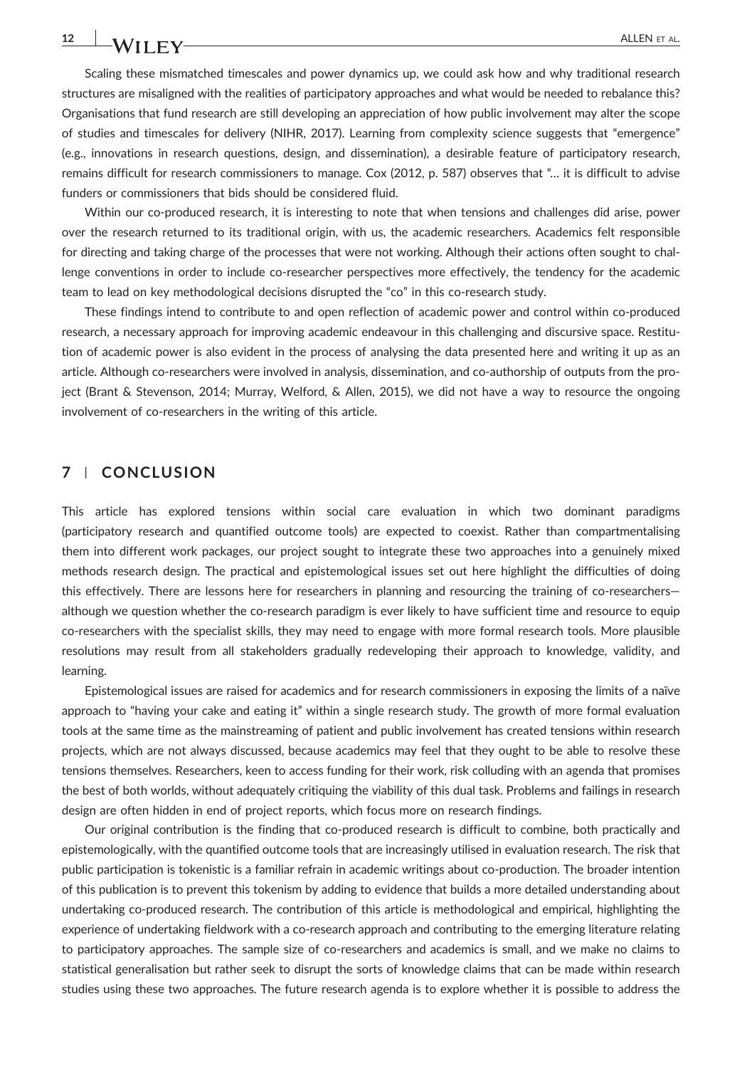Scaling these mismatched timescales and power dynamics up, we could ask how and why traditional research structures are misaligned with the realities of participatory approaches and what would be needed to rebalance this? Organisations that fund research are still developing an appreciation of how public involvement may alter the scope of studies and timescales for delivery (NIHR, 2017). Learning from complexity science suggests that "emergence" (e.g., innovations in research questions, design, and dissemination), a desirable feature of participatory research, remains difficult for research commissioners to manage. Cox (2012, p. 587) observes that "… it is difficult to advise funders or commissioners that bids should be considered fluid.

Within our co-produced research, it is interesting to note that when tensions and challenges did arise, power over the research returned to its traditional origin, with us, the academic researchers. Academics felt responsible for directing and taking charge of the processes that were not working. Although their actions often sought to challenge conventions in order to include co-researcher perspectives more effectively, the tendency for the academic team to lead on key methodological decisions disrupted the "co" in this co-research study.

These findings intend to contribute to and open reflection of academic power and control within co-produced research, a necessary approach for improving academic endeavour in this challenging and discursive space. Restitution of academic power is also evident in the process of analysing the data presented here and writing it up as an article. Although co-researchers were involved in analysis, dissemination, and co-authorship of outputs from the project (Brant & Stevenson, 2014; Murray, Welford, & Allen, 2015), we did not have a way to resource the ongoing involvement of co-researchers in the writing of this article.

## 7 | CONCLUSION

This article has explored tensions within social care evaluation in which two dominant paradigms (participatory research and quantified outcome tools) are expected to coexist. Rather than compartmentalising them into different work packages, our project sought to integrate these two approaches into a genuinely mixed methods research design. The practical and epistemological issues set out here highlight the difficulties of doing this effectively. There are lessons here for researchers in planning and resourcing the training of co-researchers—although we question whether the co-research paradigm is ever likely to have sufficient time and resource to equip co-researchers with the specialist skills, they may need to engage with more formal research tools. More plausible resolutions may result from all stakeholders gradually redeveloping their approach to knowledge, validity, and learning.

Epistemological issues are raised for academics and for research commissioners in exposing the limits of a naïve approach to "having your cake and eating it" within a single research study. The growth of more formal evaluation tools at the same time as the mainstreaming of patient and public involvement has created tensions within research projects, which are not always discussed, because academics may feel that they ought to be able to resolve these tensions themselves. Researchers, keen to access funding for their work, risk colluding with an agenda that promises the best of both worlds, without adequately critiquing the viability of this dual task. Problems and failings in research design are often hidden in end of project reports, which focus more on research findings.

Our original contribution is the finding that co-produced research is difficult to combine, both practically and epistemologically, with the quantified outcome tools that are increasingly utilised in evaluation research. The risk that public participation is tokenistic is a familiar refrain in academic writings about co-production. The broader intention of this publication is to prevent this tokenism by adding to evidence that builds a more detailed understanding about undertaking co-produced research. The contribution of this article is methodological and empirical, highlighting the experience of undertaking fieldwork with a co-research approach and contributing to the emerging literature relating to participatory approaches. The sample size of co-researchers and academics is small, and we make no claims to statistical generalisation but rather seek to disrupt the sorts of knowledge claims that can be made within research studies using these two approaches. The future research agenda is to explore whether it is possible to address the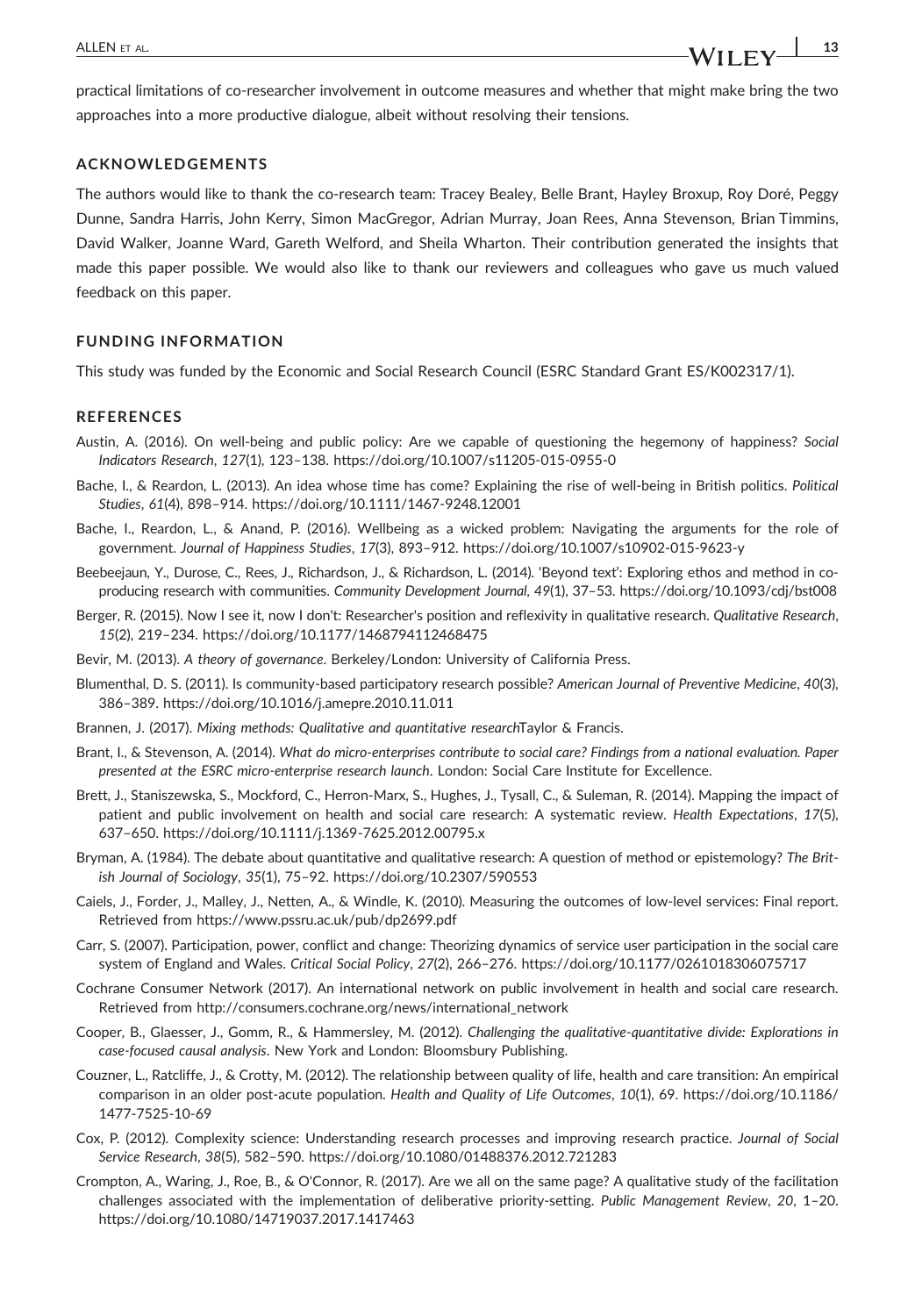practical limitations of co-researcher involvement in outcome measures and whether that might make bring the two approaches into a more productive dialogue, albeit without resolving their tensions.

## ACKNOWLEDGEMENTS

The authors would like to thank the co-research team: Tracey Bealey, Belle Brant, Hayley Broxup, Roy Doré, Peggy Dunne, Sandra Harris, John Kerry, Simon MacGregor, Adrian Murray, Joan Rees, Anna Stevenson, Brian Timmins, David Walker, Joanne Ward, Gareth Welford, and Sheila Wharton. Their contribution generated the insights that made this paper possible. We would also like to thank our reviewers and colleagues who gave us much valued feedback on this paper.

## FUNDING INFORMATION

This study was funded by the Economic and Social Research Council (ESRC Standard Grant ES/K002317/1).

## REFERENCES

Austin, A. (2016). On well-being and public policy: Are we capable of questioning the hegemony of happiness? *Social Indicators Research*, *127*(1), 123–138. https://doi.org/10.1007/s11205-015-0955-0

Bache, I., & Reardon, L. (2013). An idea whose time has come? Explaining the rise of well-being in British politics. *Political Studies*, *61*(4), 898–914. https://doi.org/10.1111/1467-9248.12001

Bache, I., Reardon, L., & Anand, P. (2016). Wellbeing as a wicked problem: Navigating the arguments for the role of government. *Journal of Happiness Studies*, *17*(3), 893–912. https://doi.org/10.1007/s10902-015-9623-y

Beebeejaun, Y., Durose, C., Rees, J., Richardson, J., & Richardson, L. (2014). 'Beyond text': Exploring ethos and method in co-producing research with communities. *Community Development Journal*, *49*(1), 37–53. https://doi.org/10.1093/cdj/bst008

Berger, R. (2015). Now I see it, now I don't: Researcher's position and reflexivity in qualitative research. *Qualitative Research*, *15*(2), 219–234. https://doi.org/10.1177/1468794112468475

Bevir, M. (2013). *A theory of governance*. Berkeley/London: University of California Press.

Blumenthal, D. S. (2011). Is community-based participatory research possible? *American Journal of Preventive Medicine*, *40*(3), 386–389. https://doi.org/10.1016/j.amepre.2010.11.011

Brannen, J. (2017). *Mixing methods: Qualitative and quantitative research*Taylor & Francis.

Brant, I., & Stevenson, A. (2014). *What do micro-enterprises contribute to social care? Findings from a national evaluation. Paper presented at the ESRC micro-enterprise research launch*. London: Social Care Institute for Excellence.

Brett, J., Staniszewska, S., Mockford, C., Herron-Marx, S., Hughes, J., Tysall, C., & Suleman, R. (2014). Mapping the impact of patient and public involvement on health and social care research: A systematic review. *Health Expectations*, *17*(5), 637–650. https://doi.org/10.1111/j.1369-7625.2012.00795.x

Bryman, A. (1984). The debate about quantitative and qualitative research: A question of method or epistemology? *The British Journal of Sociology*, *35*(1), 75–92. https://doi.org/10.2307/590553

Caiels, J., Forder, J., Malley, J., Netten, A., & Windle, K. (2010). Measuring the outcomes of low-level services: Final report. Retrieved from https://www.pssru.ac.uk/pub/dp2699.pdf

Carr, S. (2007). Participation, power, conflict and change: Theorizing dynamics of service user participation in the social care system of England and Wales. *Critical Social Policy*, *27*(2), 266–276. https://doi.org/10.1177/0261018306075717

Cochrane Consumer Network (2017). An international network on public involvement in health and social care research. Retrieved from http://consumers.cochrane.org/news/international_network

Cooper, B., Glaesser, J., Gomm, R., & Hammersley, M. (2012). *Challenging the qualitative-quantitative divide: Explorations in case-focused causal analysis*. New York and London: Bloomsbury Publishing.

Couzner, L., Ratcliffe, J., & Crotty, M. (2012). The relationship between quality of life, health and care transition: An empirical comparison in an older post-acute population. *Health and Quality of Life Outcomes*, *10*(1), 69. https://doi.org/10.1186/1477-7525-10-69

Cox, P. (2012). Complexity science: Understanding research processes and improving research practice. *Journal of Social Service Research*, *38*(5), 582–590. https://doi.org/10.1080/01488376.2012.721283

Crompton, A., Waring, J., Roe, B., & O'Connor, R. (2017). Are we all on the same page? A qualitative study of the facilitation challenges associated with the implementation of deliberative priority-setting. *Public Management Review*, *20*, 1–20. https://doi.org/10.1080/14719037.2017.1417463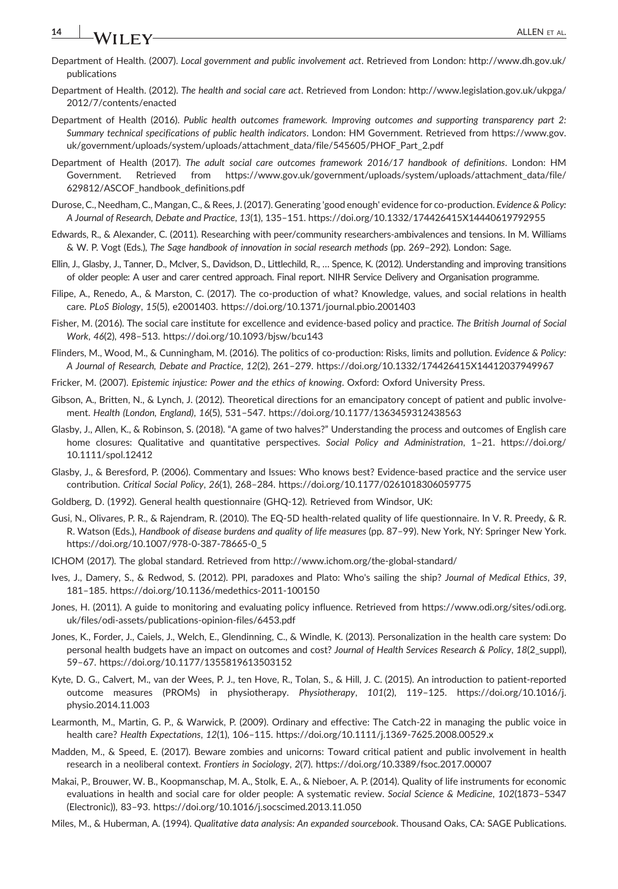Department of Health. (2007). *Local government and public involvement act*. Retrieved from London: http://www.dh.gov.uk/publications

Department of Health. (2012). *The health and social care act*. Retrieved from London: http://www.legislation.gov.uk/ukpga/2012/7/contents/enacted

Department of Health (2016). *Public health outcomes framework. Improving outcomes and supporting transparency part 2: Summary technical specifications of public health indicators*. London: HM Government. Retrieved from https://www.gov.uk/government/uploads/system/uploads/attachment_data/file/545605/PHOF_Part_2.pdf

Department of Health (2017). *The adult social care outcomes framework 2016/17 handbook of definitions*. London: HM Government. Retrieved from https://www.gov.uk/government/uploads/system/uploads/attachment_data/file/629812/ASCOF_handbook_definitions.pdf

Durose, C., Needham, C., Mangan, C., & Rees, J. (2017). Generating 'good enough' evidence for co-production. *Evidence & Policy: A Journal of Research, Debate and Practice*, *13*(1), 135–151. https://doi.org/10.1332/174426415X14440619792955

Edwards, R., & Alexander, C. (2011). Researching with peer/community researchers-ambivalences and tensions. In M. Williams & W. P. Vogt (Eds.), *The Sage handbook of innovation in social research methods* (pp. 269–292). London: Sage.

Ellin, J., Glasby, J., Tanner, D., McIver, S., Davidson, D., Littlechild, R., … Spence, K. (2012). Understanding and improving transitions of older people: A user and carer centred approach. Final report. NIHR Service Delivery and Organisation programme.

Filipe, A., Renedo, A., & Marston, C. (2017). The co-production of what? Knowledge, values, and social relations in health care. *PLoS Biology*, *15*(5), e2001403. https://doi.org/10.1371/journal.pbio.2001403

Fisher, M. (2016). The social care institute for excellence and evidence-based policy and practice. *The British Journal of Social Work*, *46*(2), 498–513. https://doi.org/10.1093/bjsw/bcu143

Flinders, M., Wood, M., & Cunningham, M. (2016). The politics of co-production: Risks, limits and pollution. *Evidence & Policy: A Journal of Research, Debate and Practice*, *12*(2), 261–279. https://doi.org/10.1332/174426415X14412037949967

Fricker, M. (2007). *Epistemic injustice: Power and the ethics of knowing*. Oxford: Oxford University Press.

Gibson, A., Britten, N., & Lynch, J. (2012). Theoretical directions for an emancipatory concept of patient and public involvement. *Health (London, England)*, *16*(5), 531–547. https://doi.org/10.1177/1363459312438563

Glasby, J., Allen, K., & Robinson, S. (2018). "A game of two halves?" Understanding the process and outcomes of English care home closures: Qualitative and quantitative perspectives. *Social Policy and Administration*, 1–21. https://doi.org/10.1111/spol.12412

Glasby, J., & Beresford, P. (2006). Commentary and Issues: Who knows best? Evidence-based practice and the service user contribution. *Critical Social Policy*, *26*(1), 268–284. https://doi.org/10.1177/0261018306059775

Goldberg, D. (1992). General health questionnaire (GHQ-12). Retrieved from Windsor, UK:

Gusi, N., Olivares, P. R., & Rajendram, R. (2010). The EQ-5D health-related quality of life questionnaire. In V. R. Preedy, & R. R. Watson (Eds.), *Handbook of disease burdens and quality of life measures* (pp. 87–99). New York, NY: Springer New York. https://doi.org/10.1007/978-0-387-78665-0_5

ICHOM (2017). The global standard. Retrieved from http://www.ichom.org/the-global-standard/

Ives, J., Damery, S., & Redwod, S. (2012). PPI, paradoxes and Plato: Who's sailing the ship? *Journal of Medical Ethics*, *39*, 181–185. https://doi.org/10.1136/medethics-2011-100150

Jones, H. (2011). A guide to monitoring and evaluating policy influence. Retrieved from https://www.odi.org/sites/odi.org.uk/files/odi-assets/publications-opinion-files/6453.pdf

Jones, K., Forder, J., Caiels, J., Welch, E., Glendinning, C., & Windle, K. (2013). Personalization in the health care system: Do personal health budgets have an impact on outcomes and cost? *Journal of Health Services Research & Policy*, *18*(2_suppl), 59–67. https://doi.org/10.1177/1355819613503152

Kyte, D. G., Calvert, M., van der Wees, P. J., ten Hove, R., Tolan, S., & Hill, J. C. (2015). An introduction to patient-reported outcome measures (PROMs) in physiotherapy. *Physiotherapy*, *101*(2), 119–125. https://doi.org/10.1016/j.physio.2014.11.003

Learmonth, M., Martin, G. P., & Warwick, P. (2009). Ordinary and effective: The Catch-22 in managing the public voice in health care? *Health Expectations*, *12*(1), 106–115. https://doi.org/10.1111/j.1369-7625.2008.00529.x

Madden, M., & Speed, E. (2017). Beware zombies and unicorns: Toward critical patient and public involvement in health research in a neoliberal context. *Frontiers in Sociology*, *2*(7). https://doi.org/10.3389/fsoc.2017.00007

Makai, P., Brouwer, W. B., Koopmanschap, M. A., Stolk, E. A., & Nieboer, A. P. (2014). Quality of life instruments for economic evaluations in health and social care for older people: A systematic review. *Social Science & Medicine*, *102*(1873–5347 (Electronic)), 83–93. https://doi.org/10.1016/j.socscimed.2013.11.050

Miles, M., & Huberman, A. (1994). *Qualitative data analysis: An expanded sourcebook*. Thousand Oaks, CA: SAGE Publications.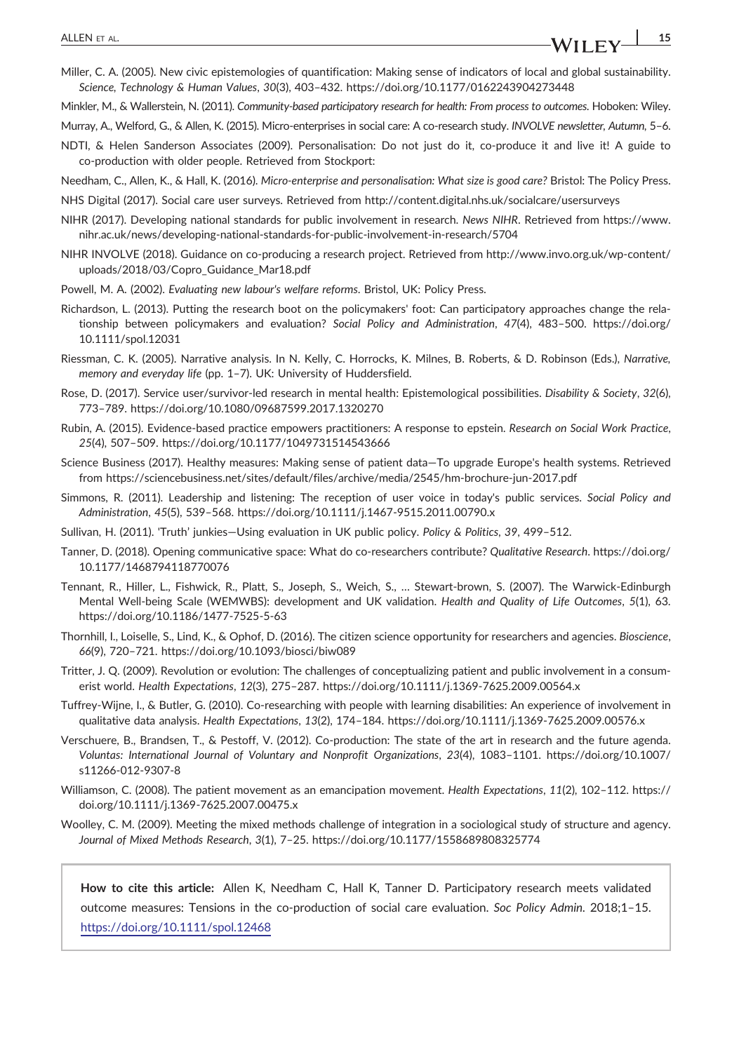Miller, C. A. (2005). New civic epistemologies of quantification: Making sense of indicators of local and global sustainability. *Science, Technology & Human Values*, *30*(3), 403–432. https://doi.org/10.1177/0162243904273448

Minkler, M., & Wallerstein, N. (2011). *Community-based participatory research for health: From process to outcomes*. Hoboken: Wiley.

Murray, A., Welford, G., & Allen, K. (2015). Micro-enterprises in social care: A co-research study. *INVOLVE newsletter, Autumn*, 5–6.

NDTI, & Helen Sanderson Associates (2009). Personalisation: Do not just do it, co-produce it and live it! A guide to co-production with older people. Retrieved from Stockport:

Needham, C., Allen, K., & Hall, K. (2016). *Micro-enterprise and personalisation: What size is good care?* Bristol: The Policy Press.

NHS Digital (2017). Social care user surveys. Retrieved from http://content.digital.nhs.uk/socialcare/usersurveys

NIHR (2017). Developing national standards for public involvement in research. *News NIHR*. Retrieved from https://www.nihr.ac.uk/news/developing-national-standards-for-public-involvement-in-research/5704

NIHR INVOLVE (2018). Guidance on co-producing a research project. Retrieved from http://www.invo.org.uk/wp-content/uploads/2018/03/Copro_Guidance_Mar18.pdf

Powell, M. A. (2002). *Evaluating new labour's welfare reforms*. Bristol, UK: Policy Press.

Richardson, L. (2013). Putting the research boot on the policymakers' foot: Can participatory approaches change the relationship between policymakers and evaluation? *Social Policy and Administration*, *47*(4), 483–500. https://doi.org/10.1111/spol.12031

Riessman, C. K. (2005). Narrative analysis. In N. Kelly, C. Horrocks, K. Milnes, B. Roberts, & D. Robinson (Eds.), *Narrative, memory and everyday life* (pp. 1–7). UK: University of Huddersfield.

Rose, D. (2017). Service user/survivor-led research in mental health: Epistemological possibilities. *Disability & Society*, *32*(6), 773–789. https://doi.org/10.1080/09687599.2017.1320270

Rubin, A. (2015). Evidence-based practice empowers practitioners: A response to epstein. *Research on Social Work Practice*, *25*(4), 507–509. https://doi.org/10.1177/1049731514543666

Science Business (2017). Healthy measures: Making sense of patient data—To upgrade Europe's health systems. Retrieved from https://sciencebusiness.net/sites/default/files/archive/media/2545/hm-brochure-jun-2017.pdf

Simmons, R. (2011). Leadership and listening: The reception of user voice in today's public services. *Social Policy and Administration*, *45*(5), 539–568. https://doi.org/10.1111/j.1467-9515.2011.00790.x

Sullivan, H. (2011). 'Truth' junkies—Using evaluation in UK public policy. *Policy & Politics*, *39*, 499–512.

Tanner, D. (2018). Opening communicative space: What do co-researchers contribute? *Qualitative Research*. https://doi.org/10.1177/1468794118770076

Tennant, R., Hiller, L., Fishwick, R., Platt, S., Joseph, S., Weich, S., … Stewart-brown, S. (2007). The Warwick-Edinburgh Mental Well-being Scale (WEMWBS): development and UK validation. *Health and Quality of Life Outcomes*, *5*(1), 63. https://doi.org/10.1186/1477-7525-5-63

Thornhill, I., Loiselle, S., Lind, K., & Ophof, D. (2016). The citizen science opportunity for researchers and agencies. *Bioscience*, *66*(9), 720–721. https://doi.org/10.1093/biosci/biw089

Tritter, J. Q. (2009). Revolution or evolution: The challenges of conceptualizing patient and public involvement in a consumerist world. *Health Expectations*, *12*(3), 275–287. https://doi.org/10.1111/j.1369-7625.2009.00564.x

Tuffrey-Wijne, I., & Butler, G. (2010). Co-researching with people with learning disabilities: An experience of involvement in qualitative data analysis. *Health Expectations*, *13*(2), 174–184. https://doi.org/10.1111/j.1369-7625.2009.00576.x

Verschuere, B., Brandsen, T., & Pestoff, V. (2012). Co-production: The state of the art in research and the future agenda. *Voluntas: International Journal of Voluntary and Nonprofit Organizations*, *23*(4), 1083–1101. https://doi.org/10.1007/s11266-012-9307-8

Williamson, C. (2008). The patient movement as an emancipation movement. *Health Expectations*, *11*(2), 102–112. https://doi.org/10.1111/j.1369-7625.2007.00475.x

Woolley, C. M. (2009). Meeting the mixed methods challenge of integration in a sociological study of structure and agency. *Journal of Mixed Methods Research*, *3*(1), 7–25. https://doi.org/10.1177/1558689808325774

**How to cite this article:** Allen K, Needham C, Hall K, Tanner D. Participatory research meets validated outcome measures: Tensions in the co-production of social care evaluation. *Soc Policy Admin*. 2018;1–15. https://doi.org/10.1111/spol.12468